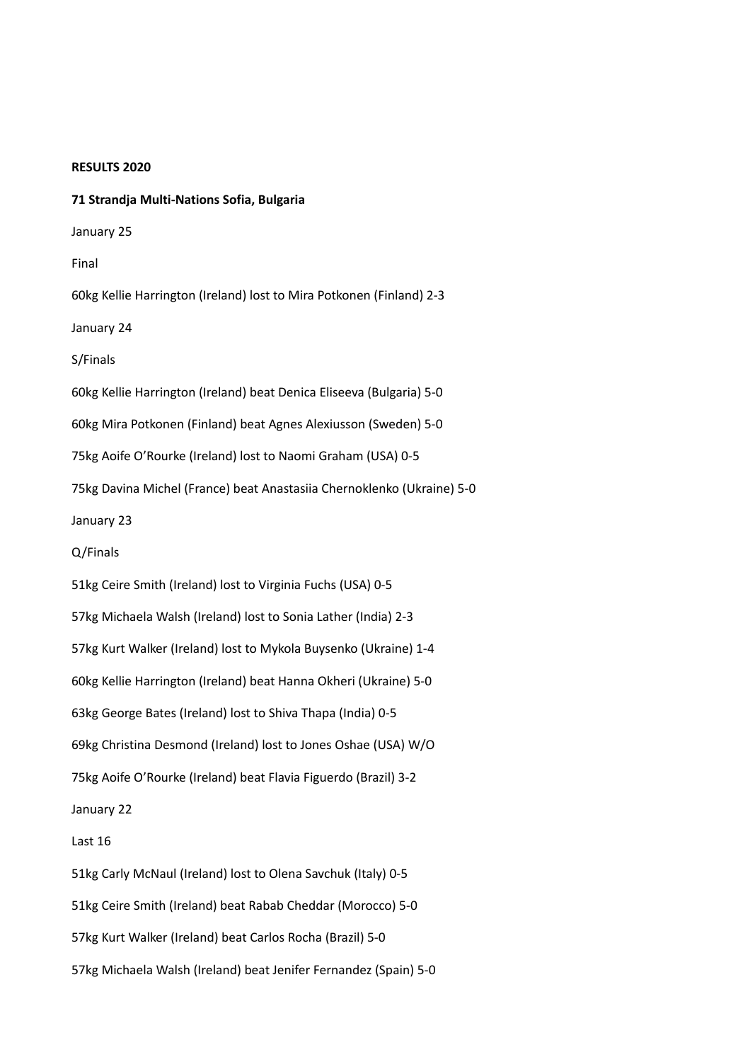**RESULTS 2020**

**71 Strandja Multi-Nations Sofia, Bulgaria**

January 25

Final

60kg Kellie Harrington (Ireland) lost to Mira Potkonen (Finland) 2-3

January 24

S/Finals

60kg Kellie Harrington (Ireland) beat Denica Eliseeva (Bulgaria) 5-0

60kg Mira Potkonen (Finland) beat Agnes Alexiusson (Sweden) 5-0

75kg Aoife O'Rourke (Ireland) lost to Naomi Graham (USA) 0-5

75kg Davina Michel (France) beat Anastasiia Chernoklenko (Ukraine) 5-0

January 23

Q/Finals

51kg Ceire Smith (Ireland) lost to Virginia Fuchs (USA) 0-5

57kg Michaela Walsh (Ireland) lost to Sonia Lather (India) 2-3

57kg Kurt Walker (Ireland) lost to Mykola Buysenko (Ukraine) 1-4

60kg Kellie Harrington (Ireland) beat Hanna Okheri (Ukraine) 5-0

63kg George Bates (Ireland) lost to Shiva Thapa (India) 0-5

69kg Christina Desmond (Ireland) lost to Jones Oshae (USA) W/O

75kg Aoife O'Rourke (Ireland) beat Flavia Figuerdo (Brazil) 3-2

January 22

Last 16

51kg Carly McNaul (Ireland) lost to Olena Savchuk (Italy) 0-5

51kg Ceire Smith (Ireland) beat Rabab Cheddar (Morocco) 5-0

57kg Kurt Walker (Ireland) beat Carlos Rocha (Brazil) 5-0

57kg Michaela Walsh (Ireland) beat Jenifer Fernandez (Spain) 5-0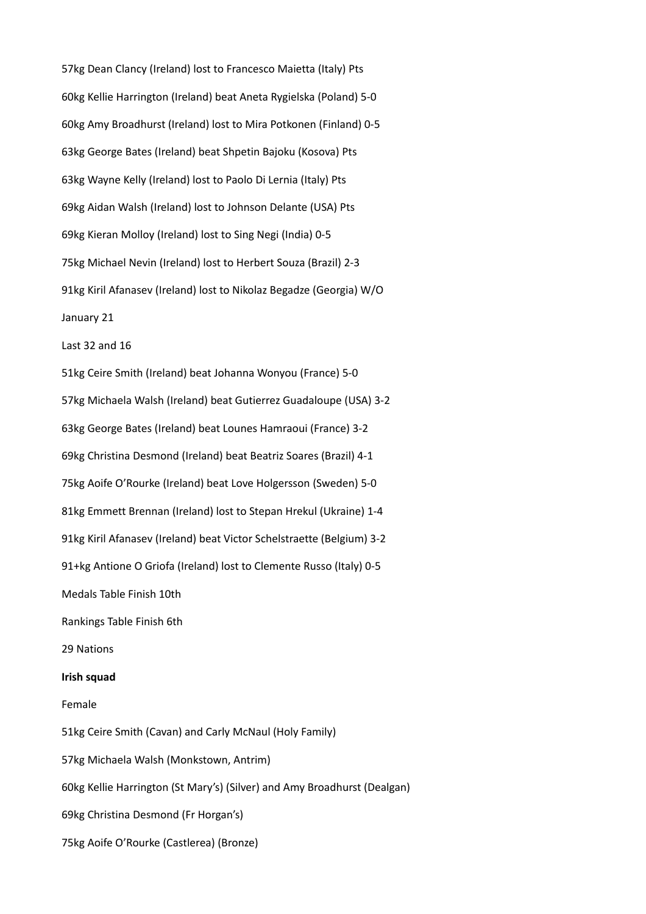57kg Dean Clancy (Ireland) lost to Francesco Maietta (Italy) Pts

60kg Kellie Harrington (Ireland) beat Aneta Rygielska (Poland) 5-0

60kg Amy Broadhurst (Ireland) lost to Mira Potkonen (Finland) 0-5

63kg George Bates (Ireland) beat Shpetin Bajoku (Kosova) Pts

63kg Wayne Kelly (Ireland) lost to Paolo Di Lernia (Italy) Pts

69kg Aidan Walsh (Ireland) lost to Johnson Delante (USA) Pts

69kg Kieran Molloy (Ireland) lost to Sing Negi (India) 0-5

75kg Michael Nevin (Ireland) lost to Herbert Souza (Brazil) 2-3

91kg Kiril Afanasev (Ireland) lost to Nikolaz Begadze (Georgia) W/O

January 21

Last 32 and 16

51kg Ceire Smith (Ireland) beat Johanna Wonyou (France) 5-0

57kg Michaela Walsh (Ireland) beat Gutierrez Guadaloupe (USA) 3-2

63kg George Bates (Ireland) beat Lounes Hamraoui (France) 3-2

69kg Christina Desmond (Ireland) beat Beatriz Soares (Brazil) 4-1

75kg Aoife O'Rourke (Ireland) beat Love Holgersson (Sweden) 5-0

81kg Emmett Brennan (Ireland) lost to Stepan Hrekul (Ukraine) 1-4

91kg Kiril Afanasev (Ireland) beat Victor Schelstraette (Belgium) 3-2

91+kg Antione O Griofa (Ireland) lost to Clemente Russo (Italy) 0-5

Medals Table Finish 10th

Rankings Table Finish 6th

29 Nations

**Irish squad**

Female

51kg Ceire Smith (Cavan) and Carly McNaul (Holy Family)

57kg Michaela Walsh (Monkstown, Antrim)

60kg Kellie Harrington (St Mary's) (Silver) and Amy Broadhurst (Dealgan)

69kg Christina Desmond (Fr Horgan's)

75kg Aoife O'Rourke (Castlerea) (Bronze)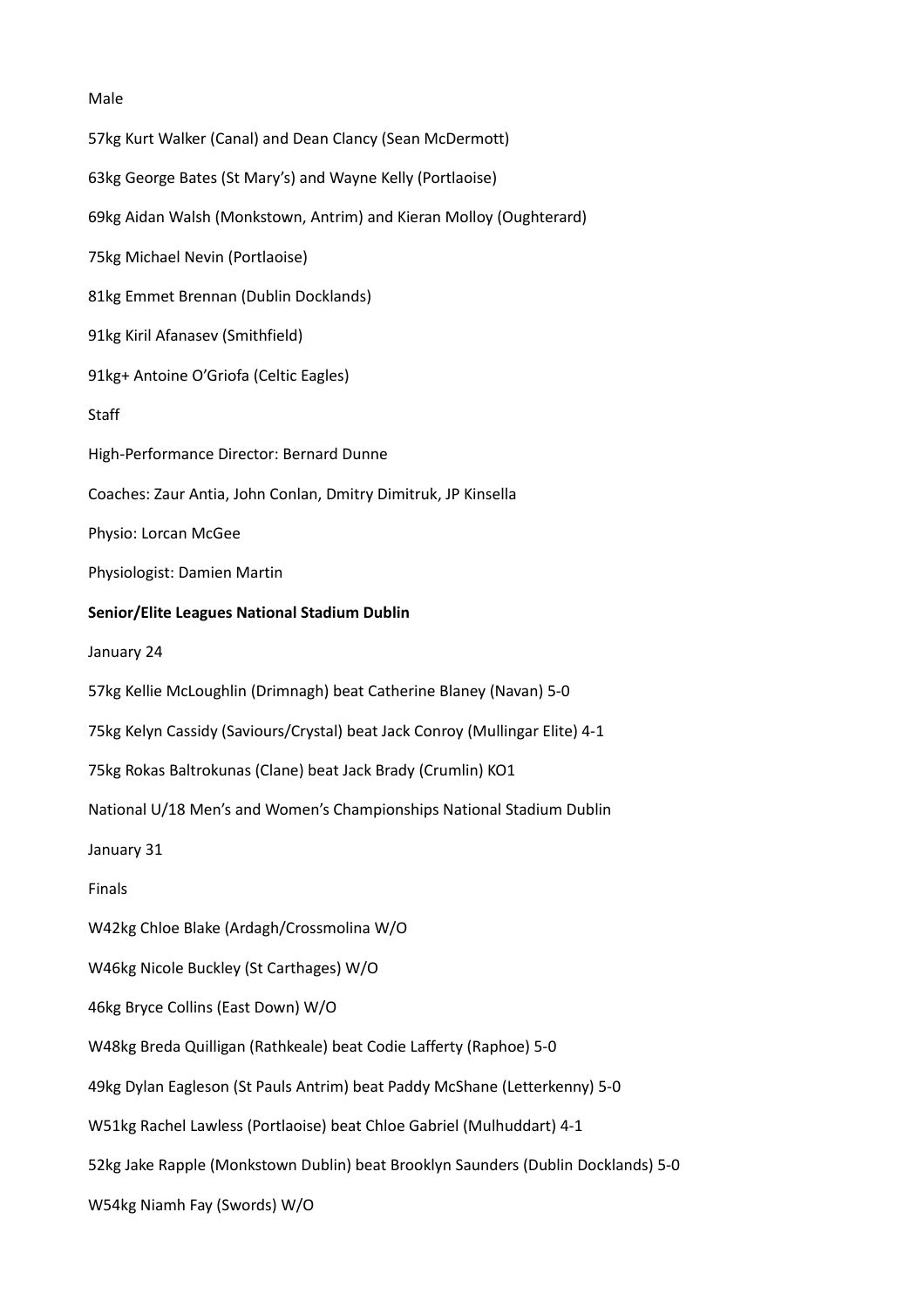Male

57kg Kurt Walker (Canal) and Dean Clancy (Sean McDermott)

63kg George Bates (St Mary's) and Wayne Kelly (Portlaoise)

69kg Aidan Walsh (Monkstown, Antrim) and Kieran Molloy (Oughterard)

75kg Michael Nevin (Portlaoise)

81kg Emmet Brennan (Dublin Docklands)

91kg Kiril Afanasev (Smithfield)

91kg+ Antoine O'Griofa (Celtic Eagles)

Staff

High-Performance Director: Bernard Dunne

Coaches: Zaur Antia, John Conlan, Dmitry Dimitruk, JP Kinsella

Physio: Lorcan McGee

Physiologist: Damien Martin

**Senior/Elite Leagues National Stadium Dublin**

January 24

57kg Kellie McLoughlin (Drimnagh) beat Catherine Blaney (Navan) 5-0

75kg Kelyn Cassidy (Saviours/Crystal) beat Jack Conroy (Mullingar Elite) 4-1

75kg Rokas Baltrokunas (Clane) beat Jack Brady (Crumlin) KO1

National U/18 Men's and Women's Championships National Stadium Dublin

January 31

Finals

W42kg Chloe Blake (Ardagh/Crossmolina W/O

W46kg Nicole Buckley (St Carthages) W/O

46kg Bryce Collins (East Down) W/O

W48kg Breda Quilligan (Rathkeale) beat Codie Lafferty (Raphoe) 5-0

49kg Dylan Eagleson (St Pauls Antrim) beat Paddy McShane (Letterkenny) 5-0

W51kg Rachel Lawless (Portlaoise) beat Chloe Gabriel (Mulhuddart) 4-1

52kg Jake Rapple (Monkstown Dublin) beat Brooklyn Saunders (Dublin Docklands) 5-0

W54kg Niamh Fay (Swords) W/O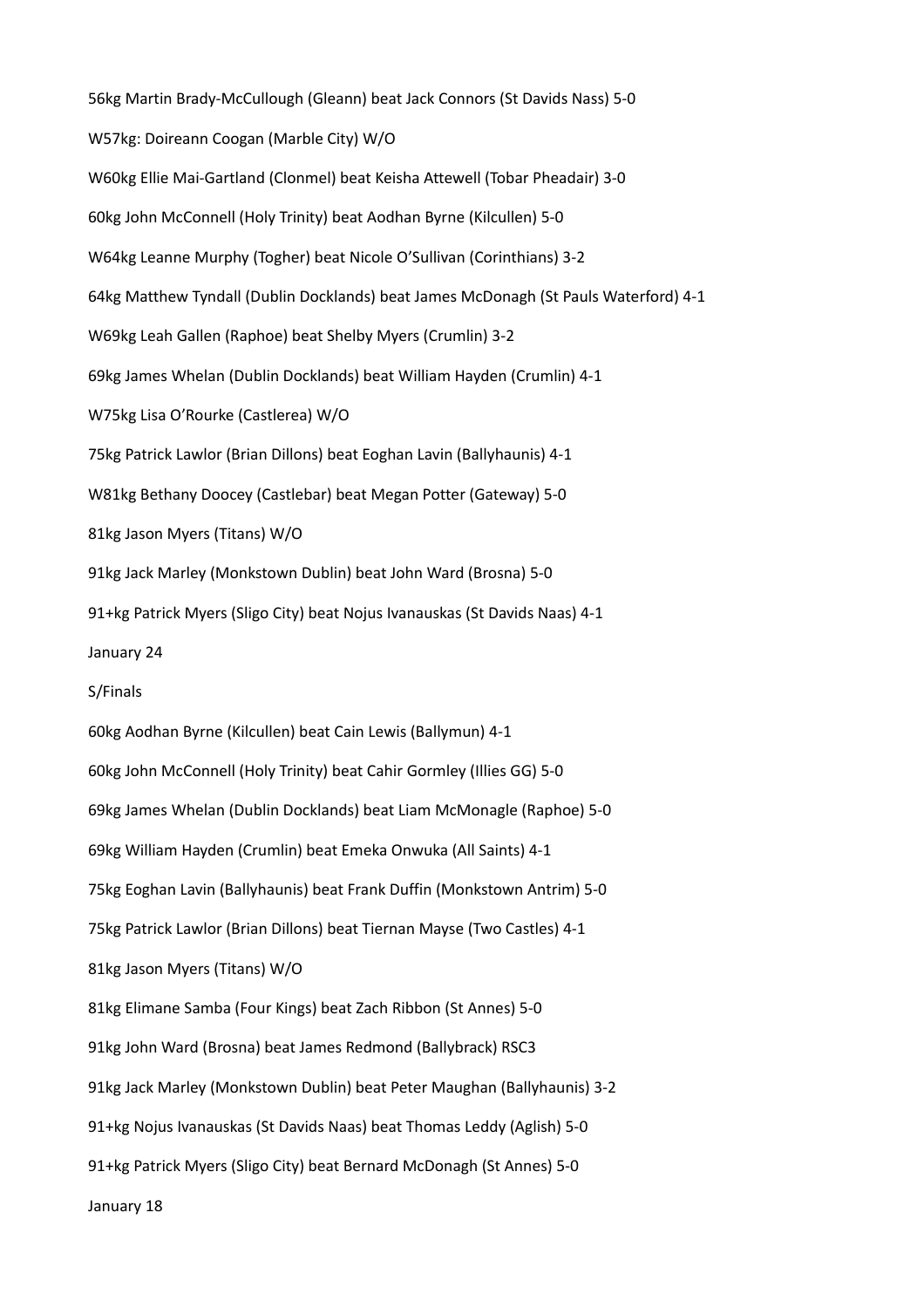56kg Martin Brady-McCullough (Gleann) beat Jack Connors (St Davids Nass) 5-0

W57kg: Doireann Coogan (Marble City) W/O

W60kg Ellie Mai-Gartland (Clonmel) beat Keisha Attewell (Tobar Pheadair) 3-0

60kg John McConnell (Holy Trinity) beat Aodhan Byrne (Kilcullen) 5-0

W64kg Leanne Murphy (Togher) beat Nicole O'Sullivan (Corinthians) 3-2

64kg Matthew Tyndall (Dublin Docklands) beat James McDonagh (St Pauls Waterford) 4-1

W69kg Leah Gallen (Raphoe) beat Shelby Myers (Crumlin) 3-2

69kg James Whelan (Dublin Docklands) beat William Hayden (Crumlin) 4-1

W75kg Lisa O'Rourke (Castlerea) W/O

75kg Patrick Lawlor (Brian Dillons) beat Eoghan Lavin (Ballyhaunis) 4-1

W81kg Bethany Doocey (Castlebar) beat Megan Potter (Gateway) 5-0

81kg Jason Myers (Titans) W/O

91kg Jack Marley (Monkstown Dublin) beat John Ward (Brosna) 5-0

91+kg Patrick Myers (Sligo City) beat Nojus Ivanauskas (St Davids Naas) 4-1

January 24

S/Finals

60kg Aodhan Byrne (Kilcullen) beat Cain Lewis (Ballymun) 4-1

60kg John McConnell (Holy Trinity) beat Cahir Gormley (Illies GG) 5-0

69kg James Whelan (Dublin Docklands) beat Liam McMonagle (Raphoe) 5-0

69kg William Hayden (Crumlin) beat Emeka Onwuka (All Saints) 4-1

75kg Eoghan Lavin (Ballyhaunis) beat Frank Duffin (Monkstown Antrim) 5-0

75kg Patrick Lawlor (Brian Dillons) beat Tiernan Mayse (Two Castles) 4-1

81kg Jason Myers (Titans) W/O

81kg Elimane Samba (Four Kings) beat Zach Ribbon (St Annes) 5-0

91kg John Ward (Brosna) beat James Redmond (Ballybrack) RSC3

91kg Jack Marley (Monkstown Dublin) beat Peter Maughan (Ballyhaunis) 3-2

91+kg Nojus Ivanauskas (St Davids Naas) beat Thomas Leddy (Aglish) 5-0

91+kg Patrick Myers (Sligo City) beat Bernard McDonagh (St Annes) 5-0

January 18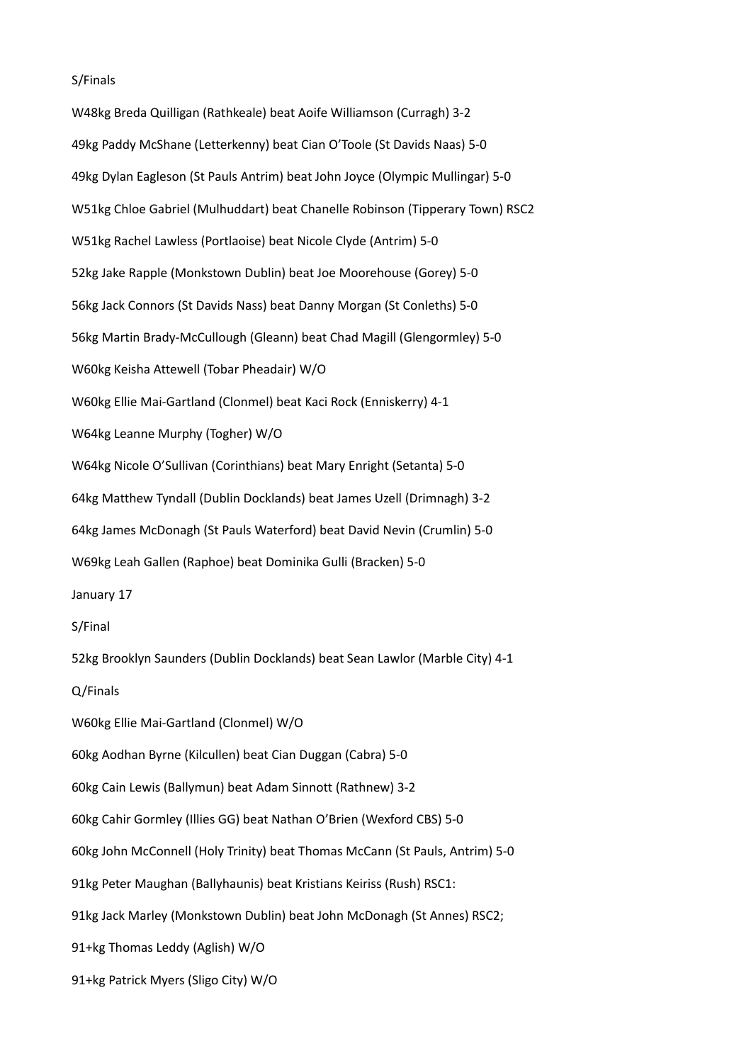S/Finals

W48kg Breda Quilligan (Rathkeale) beat Aoife Williamson (Curragh) 3-2

49kg Paddy McShane (Letterkenny) beat Cian O'Toole (St Davids Naas) 5-0

49kg Dylan Eagleson (St Pauls Antrim) beat John Joyce (Olympic Mullingar) 5-0

W51kg Chloe Gabriel (Mulhuddart) beat Chanelle Robinson (Tipperary Town) RSC2

W51kg Rachel Lawless (Portlaoise) beat Nicole Clyde (Antrim) 5-0

52kg Jake Rapple (Monkstown Dublin) beat Joe Moorehouse (Gorey) 5-0

56kg Jack Connors (St Davids Nass) beat Danny Morgan (St Conleths) 5-0

56kg Martin Brady-McCullough (Gleann) beat Chad Magill (Glengormley) 5-0

W60kg Keisha Attewell (Tobar Pheadair) W/O

W60kg Ellie Mai-Gartland (Clonmel) beat Kaci Rock (Enniskerry) 4-1

W64kg Leanne Murphy (Togher) W/O

W64kg Nicole O'Sullivan (Corinthians) beat Mary Enright (Setanta) 5-0

64kg Matthew Tyndall (Dublin Docklands) beat James Uzell (Drimnagh) 3-2

64kg James McDonagh (St Pauls Waterford) beat David Nevin (Crumlin) 5-0

W69kg Leah Gallen (Raphoe) beat Dominika Gulli (Bracken) 5-0

January 17

S/Final

52kg Brooklyn Saunders (Dublin Docklands) beat Sean Lawlor (Marble City) 4-1

Q/Finals

W60kg Ellie Mai-Gartland (Clonmel) W/O

60kg Aodhan Byrne (Kilcullen) beat Cian Duggan (Cabra) 5-0

60kg Cain Lewis (Ballymun) beat Adam Sinnott (Rathnew) 3-2

60kg Cahir Gormley (Illies GG) beat Nathan O'Brien (Wexford CBS) 5-0

60kg John McConnell (Holy Trinity) beat Thomas McCann (St Pauls, Antrim) 5-0

91kg Peter Maughan (Ballyhaunis) beat Kristians Keiriss (Rush) RSC1:

91kg Jack Marley (Monkstown Dublin) beat John McDonagh (St Annes) RSC2;

91+kg Thomas Leddy (Aglish) W/O

91+kg Patrick Myers (Sligo City) W/O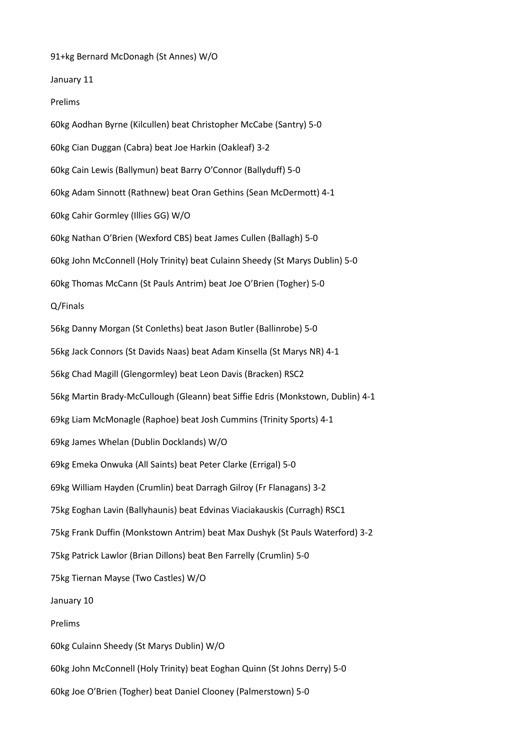91+kg Bernard McDonagh (St Annes) W/O

January 11

Prelims

60kg Aodhan Byrne (Kilcullen) beat Christopher McCabe (Santry) 5-0

60kg Cian Duggan (Cabra) beat Joe Harkin (Oakleaf) 3-2

60kg Cain Lewis (Ballymun) beat Barry O'Connor (Ballyduff) 5-0

60kg Adam Sinnott (Rathnew) beat Oran Gethins (Sean McDermott) 4-1

60kg Cahir Gormley (Illies GG) W/O

60kg Nathan O'Brien (Wexford CBS) beat James Cullen (Ballagh) 5-0

60kg John McConnell (Holy Trinity) beat Culainn Sheedy (St Marys Dublin) 5-0

60kg Thomas McCann (St Pauls Antrim) beat Joe O'Brien (Togher) 5-0

Q/Finals

56kg Danny Morgan (St Conleths) beat Jason Butler (Ballinrobe) 5-0

56kg Jack Connors (St Davids Naas) beat Adam Kinsella (St Marys NR) 4-1

56kg Chad Magill (Glengormley) beat Leon Davis (Bracken) RSC2

56kg Martin Brady-McCullough (Gleann) beat Siffie Edris (Monkstown, Dublin) 4-1

69kg Liam McMonagle (Raphoe) beat Josh Cummins (Trinity Sports) 4-1

69kg James Whelan (Dublin Docklands) W/O

69kg Emeka Onwuka (All Saints) beat Peter Clarke (Errigal) 5-0

69kg William Hayden (Crumlin) beat Darragh Gilroy (Fr Flanagans) 3-2

75kg Eoghan Lavin (Ballyhaunis) beat Edvinas Viaciakauskis (Curragh) RSC1

75kg Frank Duffin (Monkstown Antrim) beat Max Dushyk (St Pauls Waterford) 3-2

75kg Patrick Lawlor (Brian Dillons) beat Ben Farrelly (Crumlin) 5-0

75kg Tiernan Mayse (Two Castles) W/O

January 10

Prelims

60kg Culainn Sheedy (St Marys Dublin) W/O

60kg John McConnell (Holy Trinity) beat Eoghan Quinn (St Johns Derry) 5-0

60kg Joe O'Brien (Togher) beat Daniel Clooney (Palmerstown) 5-0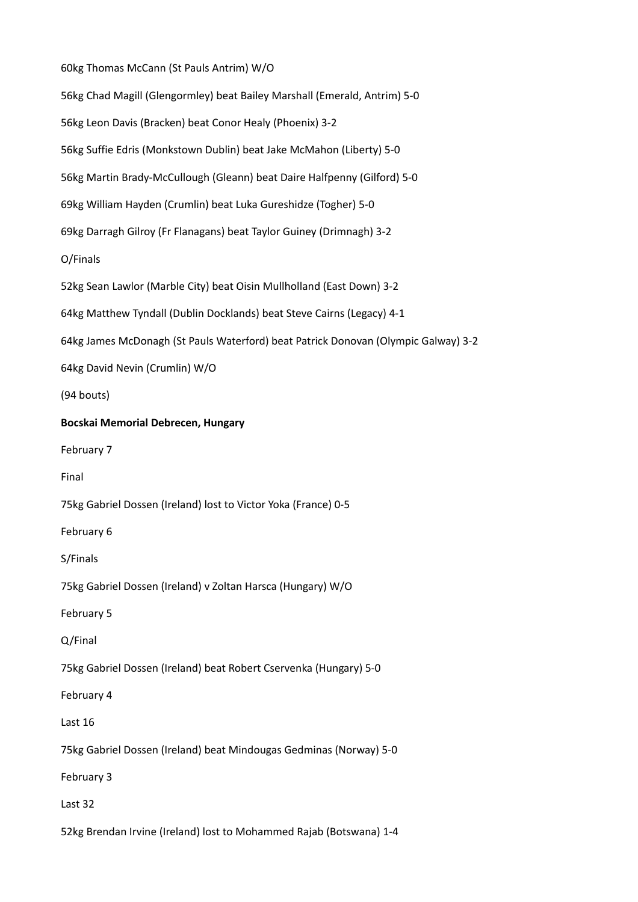60kg Thomas McCann (St Pauls Antrim) W/O

56kg Chad Magill (Glengormley) beat Bailey Marshall (Emerald, Antrim) 5-0

56kg Leon Davis (Bracken) beat Conor Healy (Phoenix) 3-2

56kg Suffie Edris (Monkstown Dublin) beat Jake McMahon (Liberty) 5-0

56kg Martin Brady-McCullough (Gleann) beat Daire Halfpenny (Gilford) 5-0

69kg William Hayden (Crumlin) beat Luka Gureshidze (Togher) 5-0

69kg Darragh Gilroy (Fr Flanagans) beat Taylor Guiney (Drimnagh) 3-2

O/Finals

52kg Sean Lawlor (Marble City) beat Oisin Mullholland (East Down) 3-2

64kg Matthew Tyndall (Dublin Docklands) beat Steve Cairns (Legacy) 4-1

64kg James McDonagh (St Pauls Waterford) beat Patrick Donovan (Olympic Galway) 3-2

64kg David Nevin (Crumlin) W/O

(94 bouts)

**Bocskai Memorial Debrecen, Hungary**

February 7

Final

75kg Gabriel Dossen (Ireland) lost to Victor Yoka (France) 0-5

February 6

S/Finals

75kg Gabriel Dossen (Ireland) v Zoltan Harsca (Hungary) W/O

February 5

Q/Final

75kg Gabriel Dossen (Ireland) beat Robert Cservenka (Hungary) 5-0

February 4

Last 16

75kg Gabriel Dossen (Ireland) beat Mindougas Gedminas (Norway) 5-0

February 3

Last 32

52kg Brendan Irvine (Ireland) lost to Mohammed Rajab (Botswana) 1-4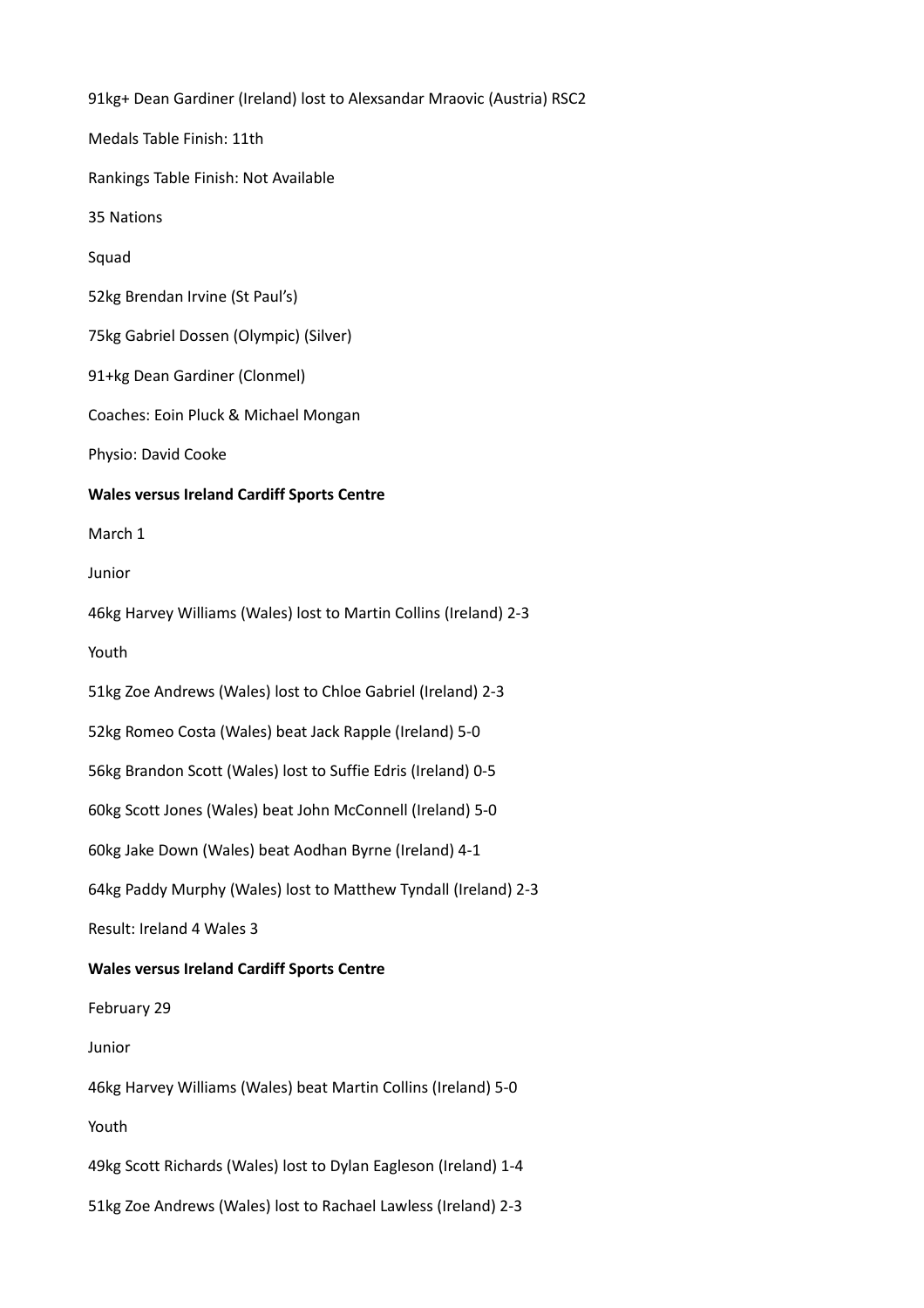91kg+ Dean Gardiner (Ireland) lost to Alexsandar Mraovic (Austria) RSC2

Medals Table Finish: 11th

Rankings Table Finish: Not Available

35 Nations

Squad

52kg Brendan Irvine (St Paul's)

75kg Gabriel Dossen (Olympic) (Silver)

91+kg Dean Gardiner (Clonmel)

Coaches: Eoin Pluck & Michael Mongan

Physio: David Cooke

**Wales versus Ireland Cardiff Sports Centre**

March 1

Junior

46kg Harvey Williams (Wales) lost to Martin Collins (Ireland) 2-3

Youth

51kg Zoe Andrews (Wales) lost to Chloe Gabriel (Ireland) 2-3

52kg Romeo Costa (Wales) beat Jack Rapple (Ireland) 5-0

56kg Brandon Scott (Wales) lost to Suffie Edris (Ireland) 0-5

60kg Scott Jones (Wales) beat John McConnell (Ireland) 5-0

60kg Jake Down (Wales) beat Aodhan Byrne (Ireland) 4-1

64kg Paddy Murphy (Wales) lost to Matthew Tyndall (Ireland) 2-3

Result: Ireland 4 Wales 3

**Wales versus Ireland Cardiff Sports Centre**

February 29

Junior

46kg Harvey Williams (Wales) beat Martin Collins (Ireland) 5-0

Youth

49kg Scott Richards (Wales) lost to Dylan Eagleson (Ireland) 1-4

51kg Zoe Andrews (Wales) lost to Rachael Lawless (Ireland) 2-3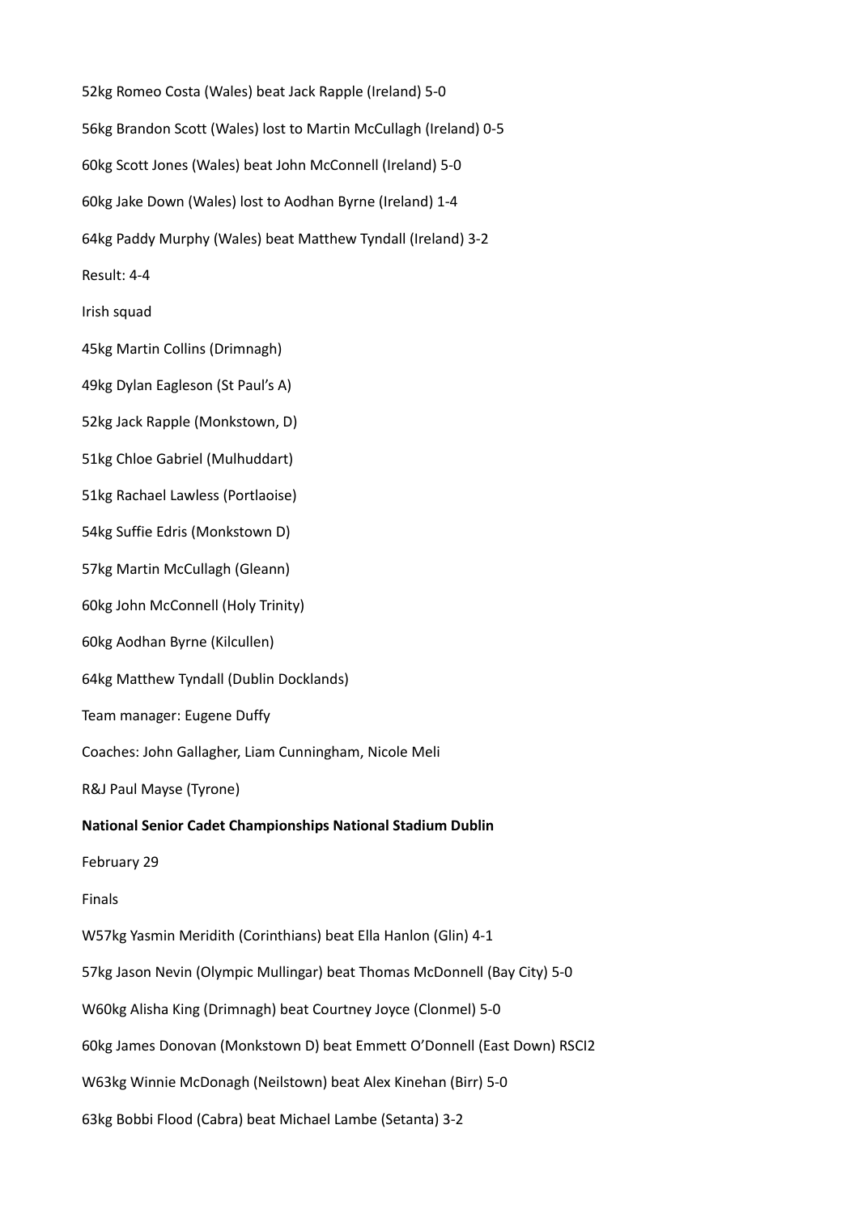52kg Romeo Costa (Wales) beat Jack Rapple (Ireland) 5-0

56kg Brandon Scott (Wales) lost to Martin McCullagh (Ireland) 0-5

60kg Scott Jones (Wales) beat John McConnell (Ireland) 5-0

60kg Jake Down (Wales) lost to Aodhan Byrne (Ireland) 1-4

64kg Paddy Murphy (Wales) beat Matthew Tyndall (Ireland) 3-2

Result: 4-4

Irish squad

45kg Martin Collins (Drimnagh)

49kg Dylan Eagleson (St Paul's A)

52kg Jack Rapple (Monkstown, D)

51kg Chloe Gabriel (Mulhuddart)

51kg Rachael Lawless (Portlaoise)

54kg Suffie Edris (Monkstown D)

57kg Martin McCullagh (Gleann)

60kg John McConnell (Holy Trinity)

60kg Aodhan Byrne (Kilcullen)

64kg Matthew Tyndall (Dublin Docklands)

Team manager: Eugene Duffy

Coaches: John Gallagher, Liam Cunningham, Nicole Meli

R&J Paul Mayse (Tyrone)

**National Senior Cadet Championships National Stadium Dublin**

February 29

Finals

W57kg Yasmin Meridith (Corinthians) beat Ella Hanlon (Glin) 4-1

57kg Jason Nevin (Olympic Mullingar) beat Thomas McDonnell (Bay City) 5-0

W60kg Alisha King (Drimnagh) beat Courtney Joyce (Clonmel) 5-0

60kg James Donovan (Monkstown D) beat Emmett O'Donnell (East Down) RSCI2

W63kg Winnie McDonagh (Neilstown) beat Alex Kinehan (Birr) 5-0

63kg Bobbi Flood (Cabra) beat Michael Lambe (Setanta) 3-2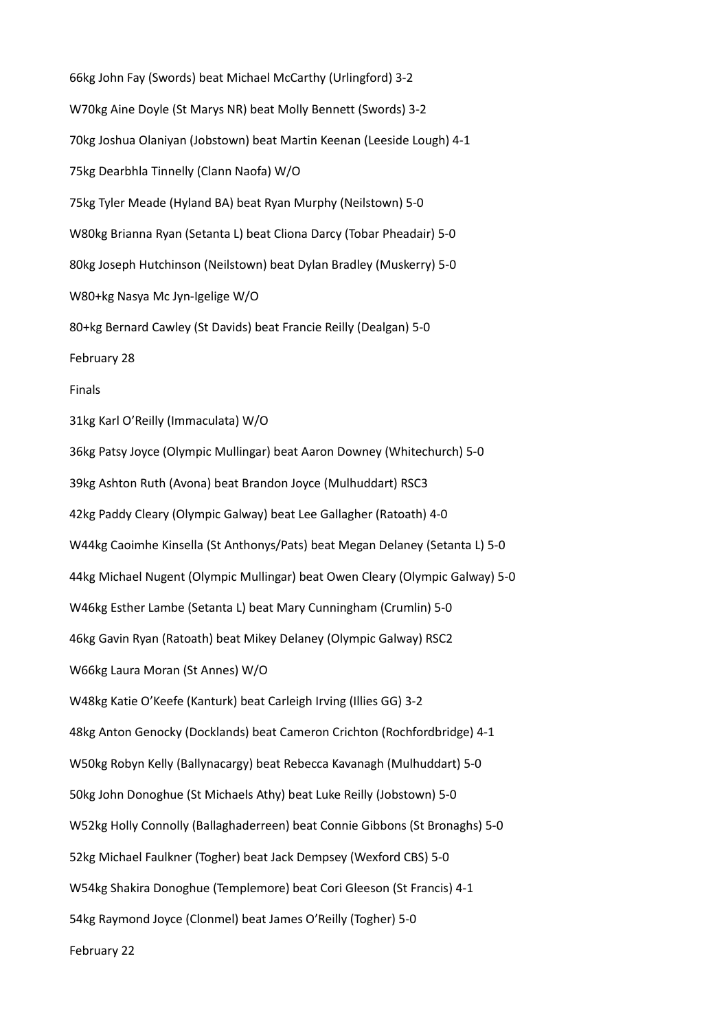66kg John Fay (Swords) beat Michael McCarthy (Urlingford) 3-2

W70kg Aine Doyle (St Marys NR) beat Molly Bennett (Swords) 3-2

70kg Joshua Olaniyan (Jobstown) beat Martin Keenan (Leeside Lough) 4-1

75kg Dearbhla Tinnelly (Clann Naofa) W/O

75kg Tyler Meade (Hyland BA) beat Ryan Murphy (Neilstown) 5-0

W80kg Brianna Ryan (Setanta L) beat Cliona Darcy (Tobar Pheadair) 5-0

80kg Joseph Hutchinson (Neilstown) beat Dylan Bradley (Muskerry) 5-0

W80+kg Nasya Mc Jyn-Igelige W/O

80+kg Bernard Cawley (St Davids) beat Francie Reilly (Dealgan) 5-0

February 28

Finals

31kg Karl O'Reilly (Immaculata) W/O

36kg Patsy Joyce (Olympic Mullingar) beat Aaron Downey (Whitechurch) 5-0

39kg Ashton Ruth (Avona) beat Brandon Joyce (Mulhuddart) RSC3

42kg Paddy Cleary (Olympic Galway) beat Lee Gallagher (Ratoath) 4-0

W44kg Caoimhe Kinsella (St Anthonys/Pats) beat Megan Delaney (Setanta L) 5-0

44kg Michael Nugent (Olympic Mullingar) beat Owen Cleary (Olympic Galway) 5-0

W46kg Esther Lambe (Setanta L) beat Mary Cunningham (Crumlin) 5-0

46kg Gavin Ryan (Ratoath) beat Mikey Delaney (Olympic Galway) RSC2

W66kg Laura Moran (St Annes) W/O

W48kg Katie O'Keefe (Kanturk) beat Carleigh Irving (Illies GG) 3-2

48kg Anton Genocky (Docklands) beat Cameron Crichton (Rochfordbridge) 4-1

W50kg Robyn Kelly (Ballynacargy) beat Rebecca Kavanagh (Mulhuddart) 5-0

50kg John Donoghue (St Michaels Athy) beat Luke Reilly (Jobstown) 5-0

W52kg Holly Connolly (Ballaghaderreen) beat Connie Gibbons (St Bronaghs) 5-0

52kg Michael Faulkner (Togher) beat Jack Dempsey (Wexford CBS) 5-0

W54kg Shakira Donoghue (Templemore) beat Cori Gleeson (St Francis) 4-1

54kg Raymond Joyce (Clonmel) beat James O'Reilly (Togher) 5-0

February 22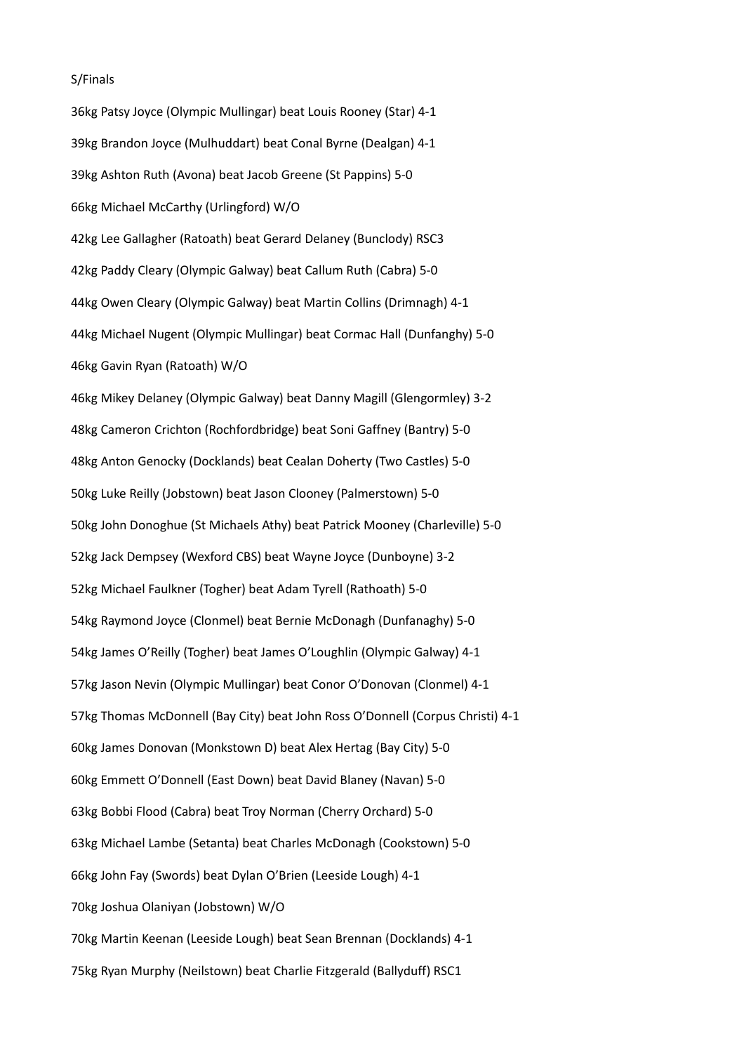S/Finals

36kg Patsy Joyce (Olympic Mullingar) beat Louis Rooney (Star) 4-1

39kg Brandon Joyce (Mulhuddart) beat Conal Byrne (Dealgan) 4-1

39kg Ashton Ruth (Avona) beat Jacob Greene (St Pappins) 5-0

66kg Michael McCarthy (Urlingford) W/O

42kg Lee Gallagher (Ratoath) beat Gerard Delaney (Bunclody) RSC3

42kg Paddy Cleary (Olympic Galway) beat Callum Ruth (Cabra) 5-0

44kg Owen Cleary (Olympic Galway) beat Martin Collins (Drimnagh) 4-1

44kg Michael Nugent (Olympic Mullingar) beat Cormac Hall (Dunfanghy) 5-0

46kg Gavin Ryan (Ratoath) W/O

46kg Mikey Delaney (Olympic Galway) beat Danny Magill (Glengormley) 3-2

48kg Cameron Crichton (Rochfordbridge) beat Soni Gaffney (Bantry) 5-0

48kg Anton Genocky (Docklands) beat Cealan Doherty (Two Castles) 5-0

50kg Luke Reilly (Jobstown) beat Jason Clooney (Palmerstown) 5-0

50kg John Donoghue (St Michaels Athy) beat Patrick Mooney (Charleville) 5-0

52kg Jack Dempsey (Wexford CBS) beat Wayne Joyce (Dunboyne) 3-2

52kg Michael Faulkner (Togher) beat Adam Tyrell (Rathoath) 5-0

54kg Raymond Joyce (Clonmel) beat Bernie McDonagh (Dunfanaghy) 5-0

54kg James O'Reilly (Togher) beat James O'Loughlin (Olympic Galway) 4-1

57kg Jason Nevin (Olympic Mullingar) beat Conor O'Donovan (Clonmel) 4-1

57kg Thomas McDonnell (Bay City) beat John Ross O'Donnell (Corpus Christi) 4-1

60kg James Donovan (Monkstown D) beat Alex Hertag (Bay City) 5-0

60kg Emmett O'Donnell (East Down) beat David Blaney (Navan) 5-0

63kg Bobbi Flood (Cabra) beat Troy Norman (Cherry Orchard) 5-0

63kg Michael Lambe (Setanta) beat Charles McDonagh (Cookstown) 5-0

66kg John Fay (Swords) beat Dylan O'Brien (Leeside Lough) 4-1

70kg Joshua Olaniyan (Jobstown) W/O

70kg Martin Keenan (Leeside Lough) beat Sean Brennan (Docklands) 4-1

75kg Ryan Murphy (Neilstown) beat Charlie Fitzgerald (Ballyduff) RSC1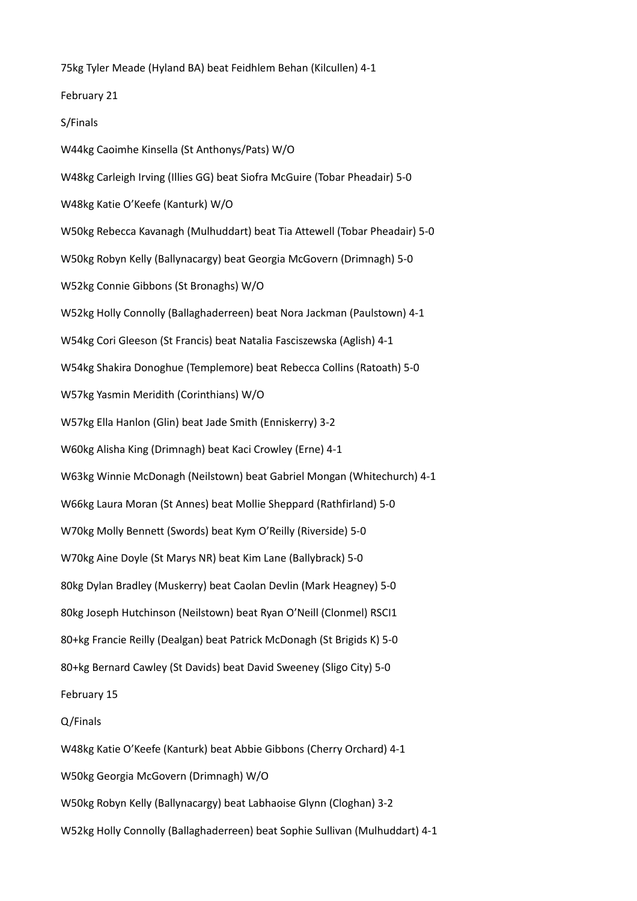75kg Tyler Meade (Hyland BA) beat Feidhlem Behan (Kilcullen) 4-1

February 21

S/Finals

W44kg Caoimhe Kinsella (St Anthonys/Pats) W/O

W48kg Carleigh Irving (Illies GG) beat Siofra McGuire (Tobar Pheadair) 5-0

W48kg Katie O'Keefe (Kanturk) W/O

W50kg Rebecca Kavanagh (Mulhuddart) beat Tia Attewell (Tobar Pheadair) 5-0

W50kg Robyn Kelly (Ballynacargy) beat Georgia McGovern (Drimnagh) 5-0

W52kg Connie Gibbons (St Bronaghs) W/O

W52kg Holly Connolly (Ballaghaderreen) beat Nora Jackman (Paulstown) 4-1

W54kg Cori Gleeson (St Francis) beat Natalia Fasciszewska (Aglish) 4-1

W54kg Shakira Donoghue (Templemore) beat Rebecca Collins (Ratoath) 5-0

W57kg Yasmin Meridith (Corinthians) W/O

W57kg Ella Hanlon (Glin) beat Jade Smith (Enniskerry) 3-2

W60kg Alisha King (Drimnagh) beat Kaci Crowley (Erne) 4-1

W63kg Winnie McDonagh (Neilstown) beat Gabriel Mongan (Whitechurch) 4-1

W66kg Laura Moran (St Annes) beat Mollie Sheppard (Rathfirland) 5-0

W70kg Molly Bennett (Swords) beat Kym O'Reilly (Riverside) 5-0

W70kg Aine Doyle (St Marys NR) beat Kim Lane (Ballybrack) 5-0

80kg Dylan Bradley (Muskerry) beat Caolan Devlin (Mark Heagney) 5-0

80kg Joseph Hutchinson (Neilstown) beat Ryan O'Neill (Clonmel) RSCI1

80+kg Francie Reilly (Dealgan) beat Patrick McDonagh (St Brigids K) 5-0

80+kg Bernard Cawley (St Davids) beat David Sweeney (Sligo City) 5-0

February 15

Q/Finals

W48kg Katie O'Keefe (Kanturk) beat Abbie Gibbons (Cherry Orchard) 4-1

W50kg Georgia McGovern (Drimnagh) W/O

W50kg Robyn Kelly (Ballynacargy) beat Labhaoise Glynn (Cloghan) 3-2

W52kg Holly Connolly (Ballaghaderreen) beat Sophie Sullivan (Mulhuddart) 4-1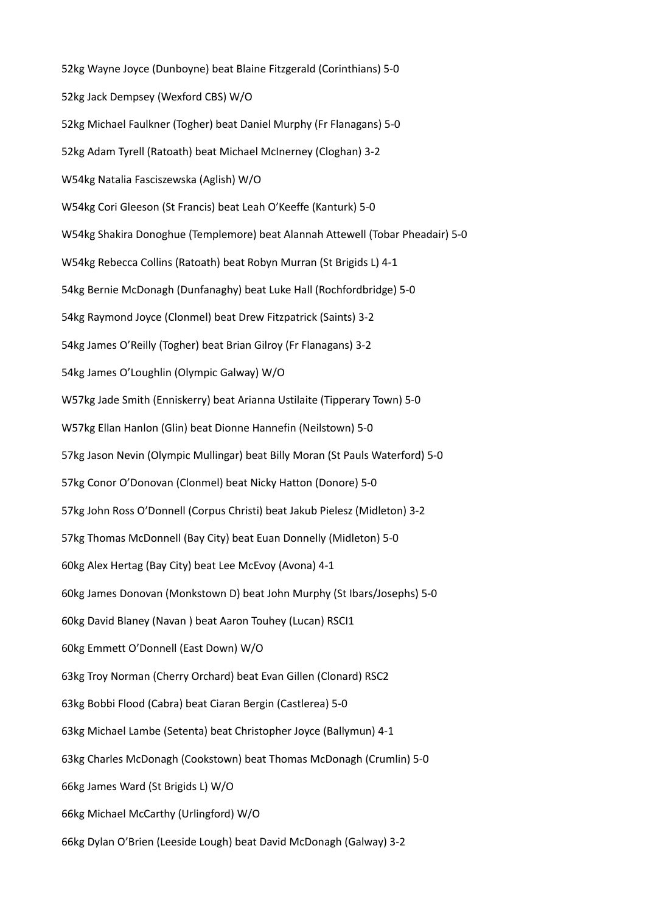52kg Wayne Joyce (Dunboyne) beat Blaine Fitzgerald (Corinthians) 5-0

52kg Jack Dempsey (Wexford CBS) W/O

52kg Michael Faulkner (Togher) beat Daniel Murphy (Fr Flanagans) 5-0

52kg Adam Tyrell (Ratoath) beat Michael McInerney (Cloghan) 3-2

W54kg Natalia Fasciszewska (Aglish) W/O

W54kg Cori Gleeson (St Francis) beat Leah O'Keeffe (Kanturk) 5-0

W54kg Shakira Donoghue (Templemore) beat Alannah Attewell (Tobar Pheadair) 5-0

W54kg Rebecca Collins (Ratoath) beat Robyn Murran (St Brigids L) 4-1

54kg Bernie McDonagh (Dunfanaghy) beat Luke Hall (Rochfordbridge) 5-0

54kg Raymond Joyce (Clonmel) beat Drew Fitzpatrick (Saints) 3-2

54kg James O'Reilly (Togher) beat Brian Gilroy (Fr Flanagans) 3-2

54kg James O'Loughlin (Olympic Galway) W/O

W57kg Jade Smith (Enniskerry) beat Arianna Ustilaite (Tipperary Town) 5-0

W57kg Ellan Hanlon (Glin) beat Dionne Hannefin (Neilstown) 5-0

57kg Jason Nevin (Olympic Mullingar) beat Billy Moran (St Pauls Waterford) 5-0

57kg Conor O'Donovan (Clonmel) beat Nicky Hatton (Donore) 5-0

57kg John Ross O'Donnell (Corpus Christi) beat Jakub Pielesz (Midleton) 3-2

57kg Thomas McDonnell (Bay City) beat Euan Donnelly (Midleton) 5-0

60kg Alex Hertag (Bay City) beat Lee McEvoy (Avona) 4-1

60kg James Donovan (Monkstown D) beat John Murphy (St Ibars/Josephs) 5-0

60kg David Blaney (Navan ) beat Aaron Touhey (Lucan) RSCI1

60kg Emmett O'Donnell (East Down) W/O

63kg Troy Norman (Cherry Orchard) beat Evan Gillen (Clonard) RSC2

63kg Bobbi Flood (Cabra) beat Ciaran Bergin (Castlerea) 5-0

63kg Michael Lambe (Setenta) beat Christopher Joyce (Ballymun) 4-1

63kg Charles McDonagh (Cookstown) beat Thomas McDonagh (Crumlin) 5-0

66kg James Ward (St Brigids L) W/O

66kg Michael McCarthy (Urlingford) W/O

66kg Dylan O'Brien (Leeside Lough) beat David McDonagh (Galway) 3-2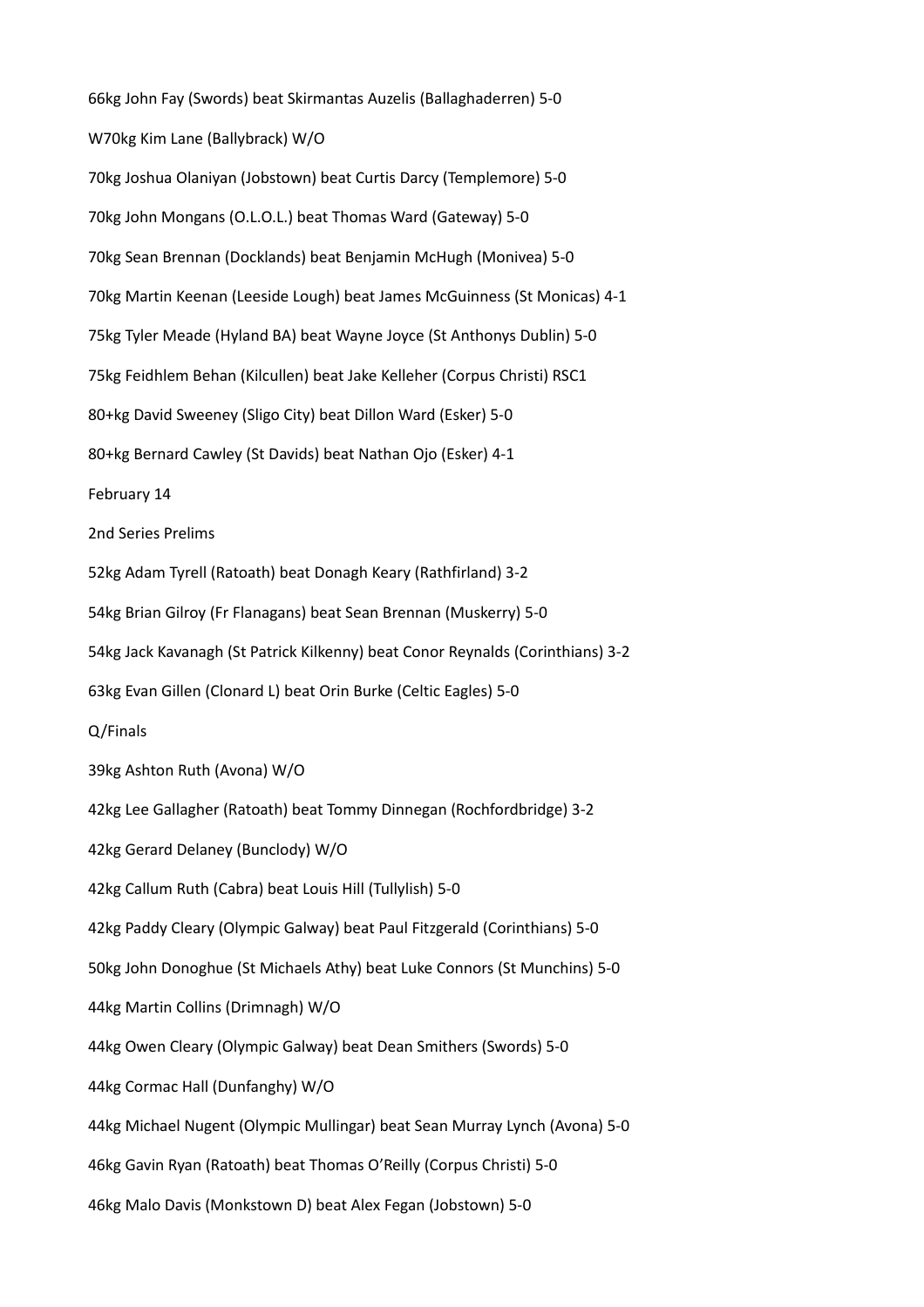66kg John Fay (Swords) beat Skirmantas Auzelis (Ballaghaderren) 5-0

W70kg Kim Lane (Ballybrack) W/O

70kg Joshua Olaniyan (Jobstown) beat Curtis Darcy (Templemore) 5-0

70kg John Mongans (O.L.O.L.) beat Thomas Ward (Gateway) 5-0

70kg Sean Brennan (Docklands) beat Benjamin McHugh (Monivea) 5-0

70kg Martin Keenan (Leeside Lough) beat James McGuinness (St Monicas) 4-1

75kg Tyler Meade (Hyland BA) beat Wayne Joyce (St Anthonys Dublin) 5-0

75kg Feidhlem Behan (Kilcullen) beat Jake Kelleher (Corpus Christi) RSC1

80+kg David Sweeney (Sligo City) beat Dillon Ward (Esker) 5-0

80+kg Bernard Cawley (St Davids) beat Nathan Ojo (Esker) 4-1

February 14

2nd Series Prelims

52kg Adam Tyrell (Ratoath) beat Donagh Keary (Rathfirland) 3-2

54kg Brian Gilroy (Fr Flanagans) beat Sean Brennan (Muskerry) 5-0

54kg Jack Kavanagh (St Patrick Kilkenny) beat Conor Reynalds (Corinthians) 3-2

63kg Evan Gillen (Clonard L) beat Orin Burke (Celtic Eagles) 5-0

Q/Finals

39kg Ashton Ruth (Avona) W/O

42kg Lee Gallagher (Ratoath) beat Tommy Dinnegan (Rochfordbridge) 3-2

42kg Gerard Delaney (Bunclody) W/O

42kg Callum Ruth (Cabra) beat Louis Hill (Tullylish) 5-0

42kg Paddy Cleary (Olympic Galway) beat Paul Fitzgerald (Corinthians) 5-0

50kg John Donoghue (St Michaels Athy) beat Luke Connors (St Munchins) 5-0

44kg Martin Collins (Drimnagh) W/O

44kg Owen Cleary (Olympic Galway) beat Dean Smithers (Swords) 5-0

44kg Cormac Hall (Dunfanghy) W/O

44kg Michael Nugent (Olympic Mullingar) beat Sean Murray Lynch (Avona) 5-0

46kg Gavin Ryan (Ratoath) beat Thomas O'Reilly (Corpus Christi) 5-0

46kg Malo Davis (Monkstown D) beat Alex Fegan (Jobstown) 5-0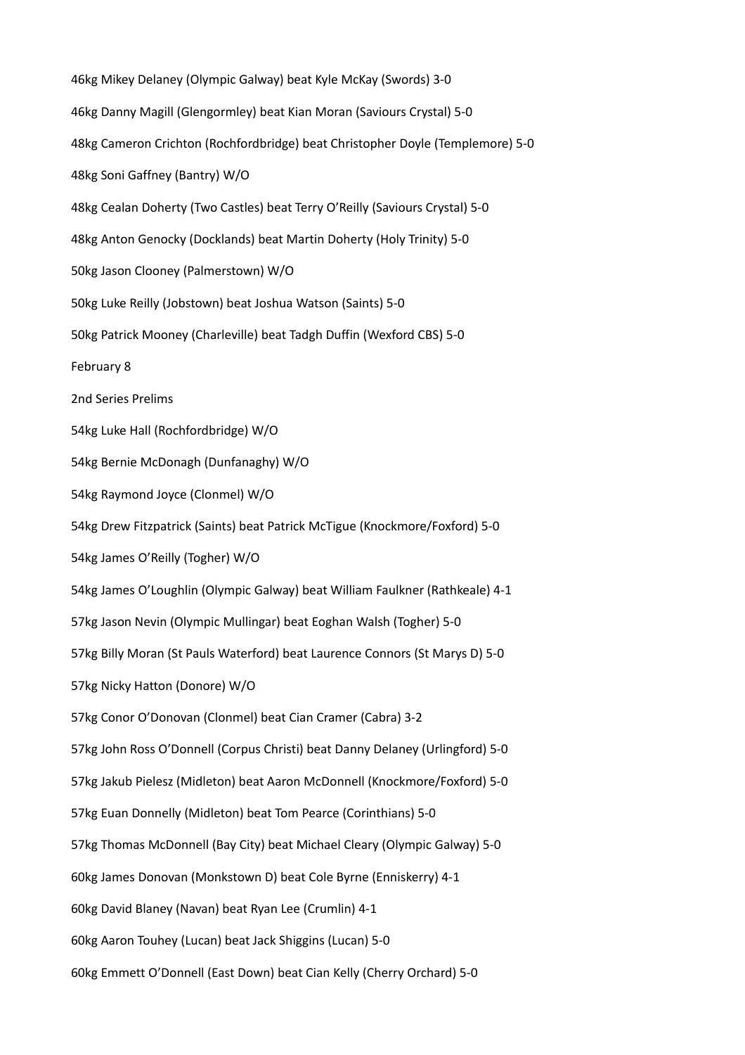46kg Mikey Delaney (Olympic Galway) beat Kyle McKay (Swords) 3-0

46kg Danny Magill (Glengormley) beat Kian Moran (Saviours Crystal) 5-0

48kg Cameron Crichton (Rochfordbridge) beat Christopher Doyle (Templemore) 5-0

48kg Soni Gaffney (Bantry) W/O

48kg Cealan Doherty (Two Castles) beat Terry O'Reilly (Saviours Crystal) 5-0

48kg Anton Genocky (Docklands) beat Martin Doherty (Holy Trinity) 5-0

50kg Jason Clooney (Palmerstown) W/O

50kg Luke Reilly (Jobstown) beat Joshua Watson (Saints) 5-0

50kg Patrick Mooney (Charleville) beat Tadgh Duffin (Wexford CBS) 5-0

February 8

2nd Series Prelims

54kg Luke Hall (Rochfordbridge) W/O

54kg Bernie McDonagh (Dunfanaghy) W/O

54kg Raymond Joyce (Clonmel) W/O

54kg Drew Fitzpatrick (Saints) beat Patrick McTigue (Knockmore/Foxford) 5-0

54kg James O'Reilly (Togher) W/O

54kg James O'Loughlin (Olympic Galway) beat William Faulkner (Rathkeale) 4-1

57kg Jason Nevin (Olympic Mullingar) beat Eoghan Walsh (Togher) 5-0

57kg Billy Moran (St Pauls Waterford) beat Laurence Connors (St Marys D) 5-0

57kg Nicky Hatton (Donore) W/O

57kg Conor O'Donovan (Clonmel) beat Cian Cramer (Cabra) 3-2

57kg John Ross O'Donnell (Corpus Christi) beat Danny Delaney (Urlingford) 5-0

57kg Jakub Pielesz (Midleton) beat Aaron McDonnell (Knockmore/Foxford) 5-0

57kg Euan Donnelly (Midleton) beat Tom Pearce (Corinthians) 5-0

57kg Thomas McDonnell (Bay City) beat Michael Cleary (Olympic Galway) 5-0

60kg James Donovan (Monkstown D) beat Cole Byrne (Enniskerry) 4-1

60kg David Blaney (Navan) beat Ryan Lee (Crumlin) 4-1

60kg Aaron Touhey (Lucan) beat Jack Shiggins (Lucan) 5-0

60kg Emmett O'Donnell (East Down) beat Cian Kelly (Cherry Orchard) 5-0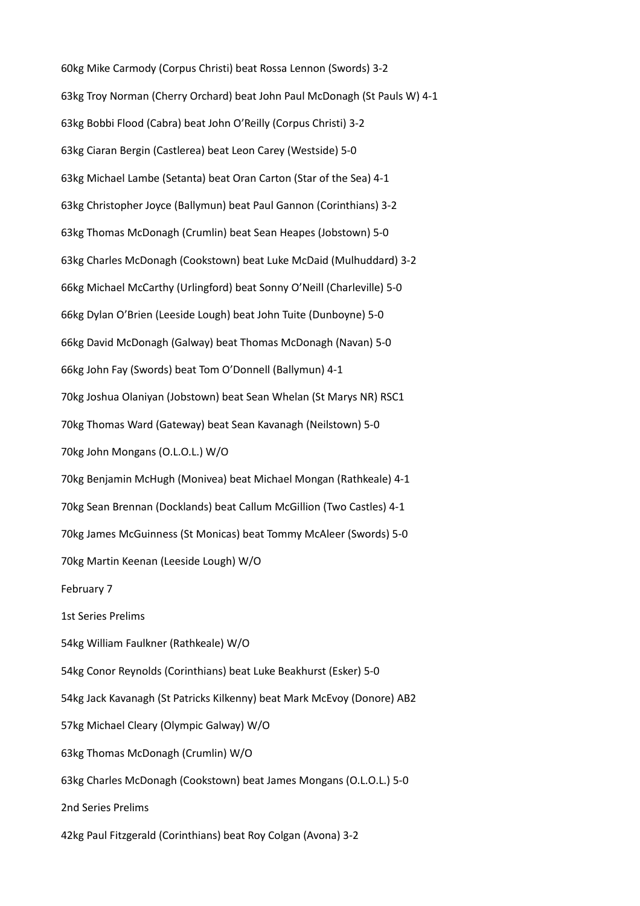60kg Mike Carmody (Corpus Christi) beat Rossa Lennon (Swords) 3-2

63kg Troy Norman (Cherry Orchard) beat John Paul McDonagh (St Pauls W) 4-1

63kg Bobbi Flood (Cabra) beat John O'Reilly (Corpus Christi) 3-2

63kg Ciaran Bergin (Castlerea) beat Leon Carey (Westside) 5-0

63kg Michael Lambe (Setanta) beat Oran Carton (Star of the Sea) 4-1

63kg Christopher Joyce (Ballymun) beat Paul Gannon (Corinthians) 3-2

63kg Thomas McDonagh (Crumlin) beat Sean Heapes (Jobstown) 5-0

63kg Charles McDonagh (Cookstown) beat Luke McDaid (Mulhuddard) 3-2

66kg Michael McCarthy (Urlingford) beat Sonny O'Neill (Charleville) 5-0

66kg Dylan O'Brien (Leeside Lough) beat John Tuite (Dunboyne) 5-0

66kg David McDonagh (Galway) beat Thomas McDonagh (Navan) 5-0

66kg John Fay (Swords) beat Tom O'Donnell (Ballymun) 4-1

70kg Joshua Olaniyan (Jobstown) beat Sean Whelan (St Marys NR) RSC1

70kg Thomas Ward (Gateway) beat Sean Kavanagh (Neilstown) 5-0

70kg John Mongans (O.L.O.L.) W/O

70kg Benjamin McHugh (Monivea) beat Michael Mongan (Rathkeale) 4-1

70kg Sean Brennan (Docklands) beat Callum McGillion (Two Castles) 4-1

70kg James McGuinness (St Monicas) beat Tommy McAleer (Swords) 5-0

70kg Martin Keenan (Leeside Lough) W/O

February 7

1st Series Prelims

54kg William Faulkner (Rathkeale) W/O

54kg Conor Reynolds (Corinthians) beat Luke Beakhurst (Esker) 5-0

54kg Jack Kavanagh (St Patricks Kilkenny) beat Mark McEvoy (Donore) AB2

57kg Michael Cleary (Olympic Galway) W/O

63kg Thomas McDonagh (Crumlin) W/O

63kg Charles McDonagh (Cookstown) beat James Mongans (O.L.O.L.) 5-0

2nd Series Prelims

42kg Paul Fitzgerald (Corinthians) beat Roy Colgan (Avona) 3-2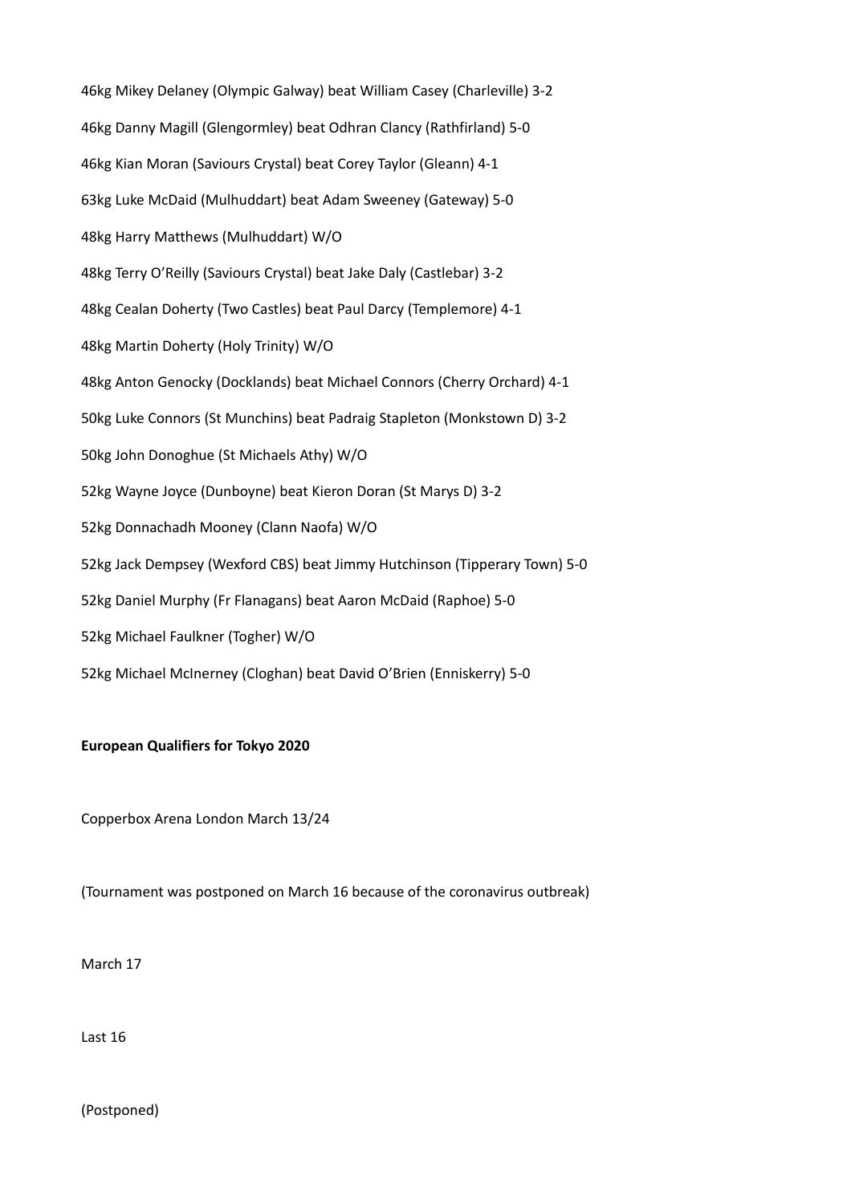46kg Mikey Delaney (Olympic Galway) beat William Casey (Charleville) 3-2

46kg Danny Magill (Glengormley) beat Odhran Clancy (Rathfirland) 5-0

46kg Kian Moran (Saviours Crystal) beat Corey Taylor (Gleann) 4-1

63kg Luke McDaid (Mulhuddart) beat Adam Sweeney (Gateway) 5-0

48kg Harry Matthews (Mulhuddart) W/O

48kg Terry O'Reilly (Saviours Crystal) beat Jake Daly (Castlebar) 3-2

48kg Cealan Doherty (Two Castles) beat Paul Darcy (Templemore) 4-1

48kg Martin Doherty (Holy Trinity) W/O

48kg Anton Genocky (Docklands) beat Michael Connors (Cherry Orchard) 4-1

50kg Luke Connors (St Munchins) beat Padraig Stapleton (Monkstown D) 3-2

50kg John Donoghue (St Michaels Athy) W/O

52kg Wayne Joyce (Dunboyne) beat Kieron Doran (St Marys D) 3-2

52kg Donnachadh Mooney (Clann Naofa) W/O

52kg Jack Dempsey (Wexford CBS) beat Jimmy Hutchinson (Tipperary Town) 5-0

52kg Daniel Murphy (Fr Flanagans) beat Aaron McDaid (Raphoe) 5-0

52kg Michael Faulkner (Togher) W/O

52kg Michael McInerney (Cloghan) beat David O'Brien (Enniskerry) 5-0

**European Qualifiers for Tokyo 2020**

Copperbox Arena London March 13/24

(Tournament was postponed on March 16 because of the coronavirus outbreak)

March 17

Last 16

(Postponed)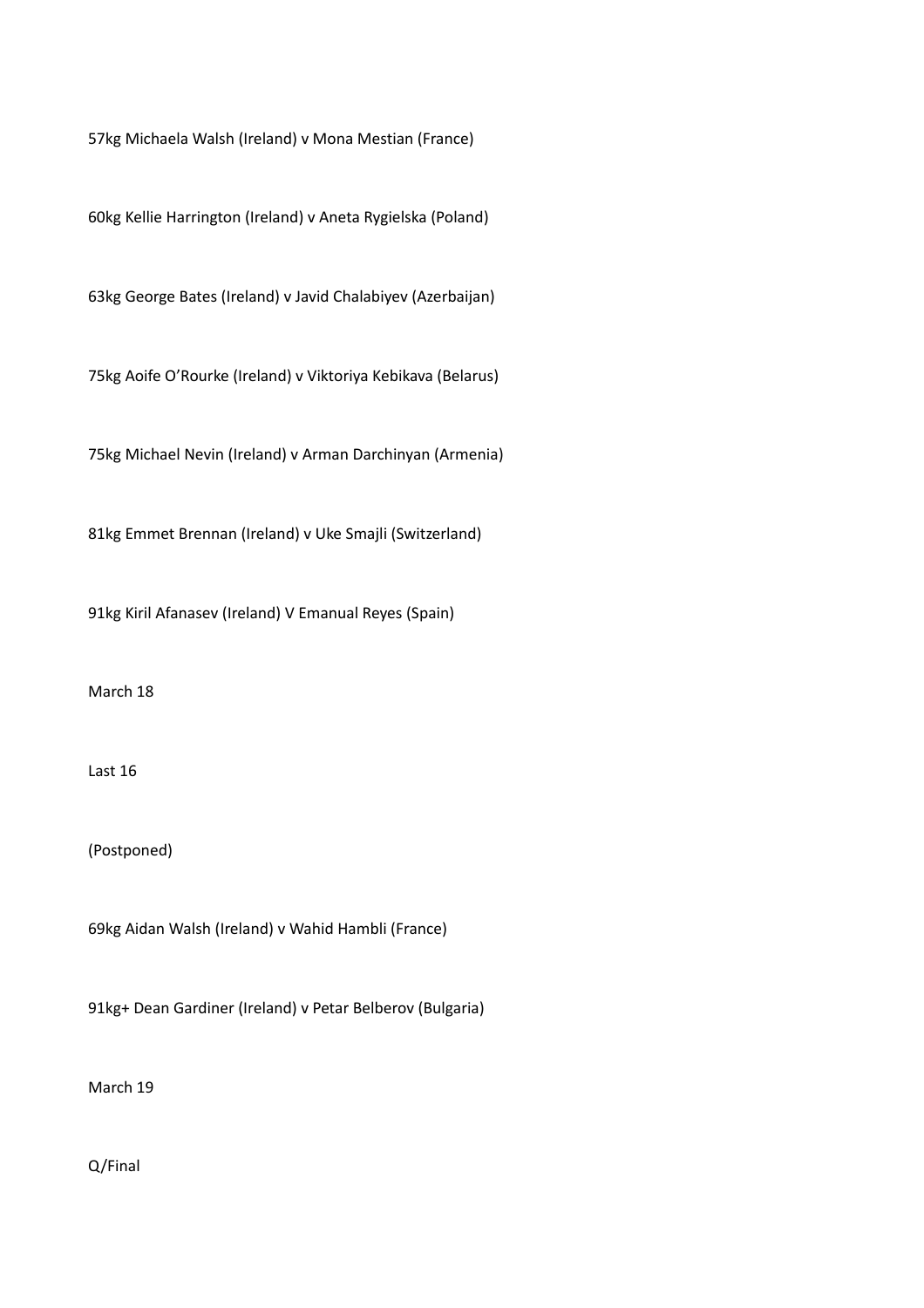57kg Michaela Walsh (Ireland) v Mona Mestian (France)

60kg Kellie Harrington (Ireland) v Aneta Rygielska (Poland)

63kg George Bates (Ireland) v Javid Chalabiyev (Azerbaijan)

75kg Aoife O'Rourke (Ireland) v Viktoriya Kebikava (Belarus)

75kg Michael Nevin (Ireland) v Arman Darchinyan (Armenia)

81kg Emmet Brennan (Ireland) v Uke Smajli (Switzerland)

91kg Kiril Afanasev (Ireland) V Emanual Reyes (Spain)

March 18

Last 16

(Postponed)

69kg Aidan Walsh (Ireland) v Wahid Hambli (France)

91kg+ Dean Gardiner (Ireland) v Petar Belberov (Bulgaria)

March 19

Q/Final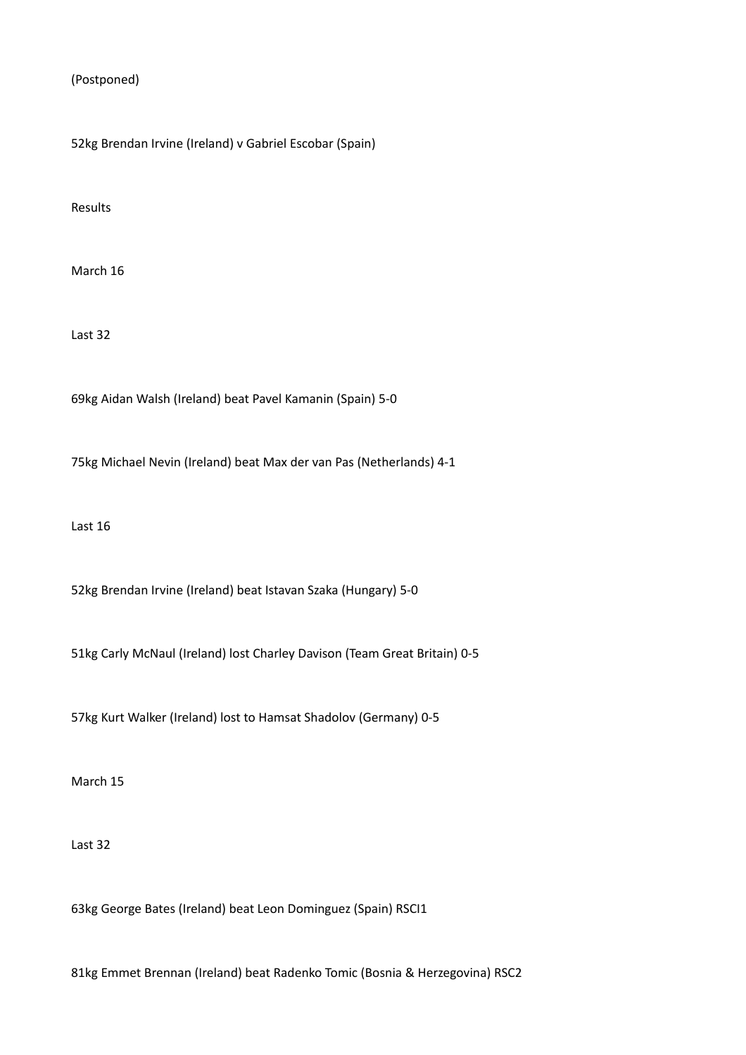(Postponed)

52kg Brendan Irvine (Ireland) v Gabriel Escobar (Spain)

Results

March 16

Last 32

69kg Aidan Walsh (Ireland) beat Pavel Kamanin (Spain) 5-0

75kg Michael Nevin (Ireland) beat Max der van Pas (Netherlands) 4-1

Last 16

52kg Brendan Irvine (Ireland) beat Istavan Szaka (Hungary) 5-0

51kg Carly McNaul (Ireland) lost Charley Davison (Team Great Britain) 0-5

57kg Kurt Walker (Ireland) lost to Hamsat Shadolov (Germany) 0-5

March 15

Last 32

63kg George Bates (Ireland) beat Leon Dominguez (Spain) RSCI1

81kg Emmet Brennan (Ireland) beat Radenko Tomic (Bosnia & Herzegovina) RSC2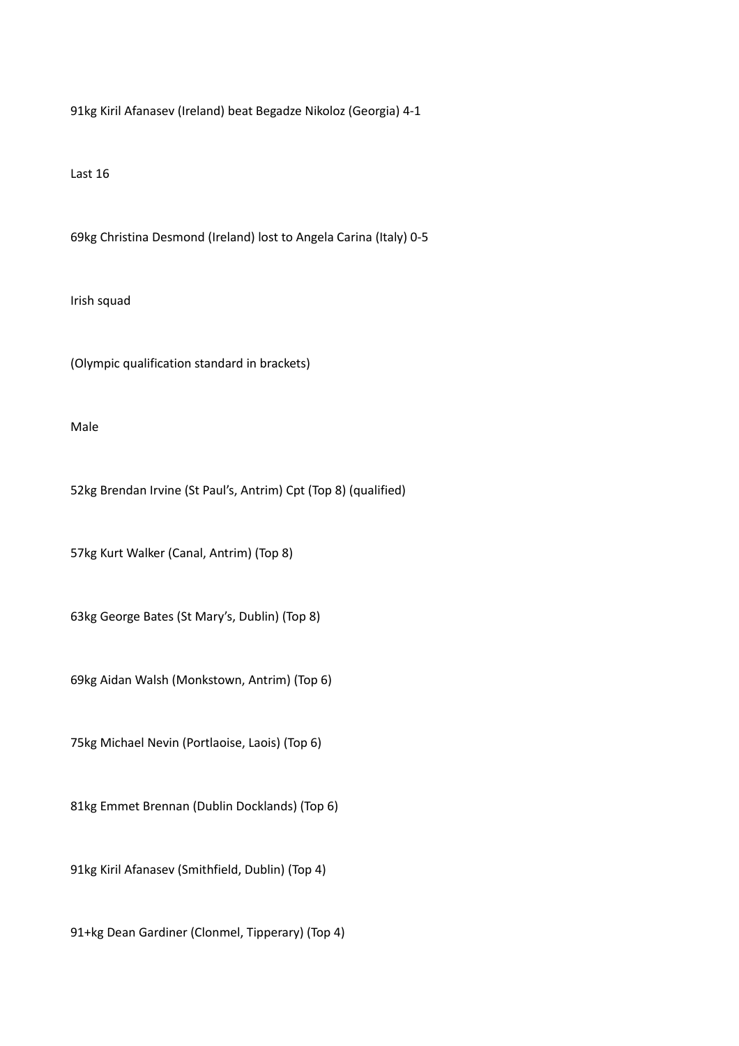91kg Kiril Afanasev (Ireland) beat Begadze Nikoloz (Georgia) 4-1

Last 16

69kg Christina Desmond (Ireland) lost to Angela Carina (Italy) 0-5

Irish squad

(Olympic qualification standard in brackets)

Male

52kg Brendan Irvine (St Paul's, Antrim) Cpt (Top 8) (qualified)

57kg Kurt Walker (Canal, Antrim) (Top 8)

63kg George Bates (St Mary's, Dublin) (Top 8)

69kg Aidan Walsh (Monkstown, Antrim) (Top 6)

75kg Michael Nevin (Portlaoise, Laois) (Top 6)

81kg Emmet Brennan (Dublin Docklands) (Top 6)

91kg Kiril Afanasev (Smithfield, Dublin) (Top 4)

91+kg Dean Gardiner (Clonmel, Tipperary) (Top 4)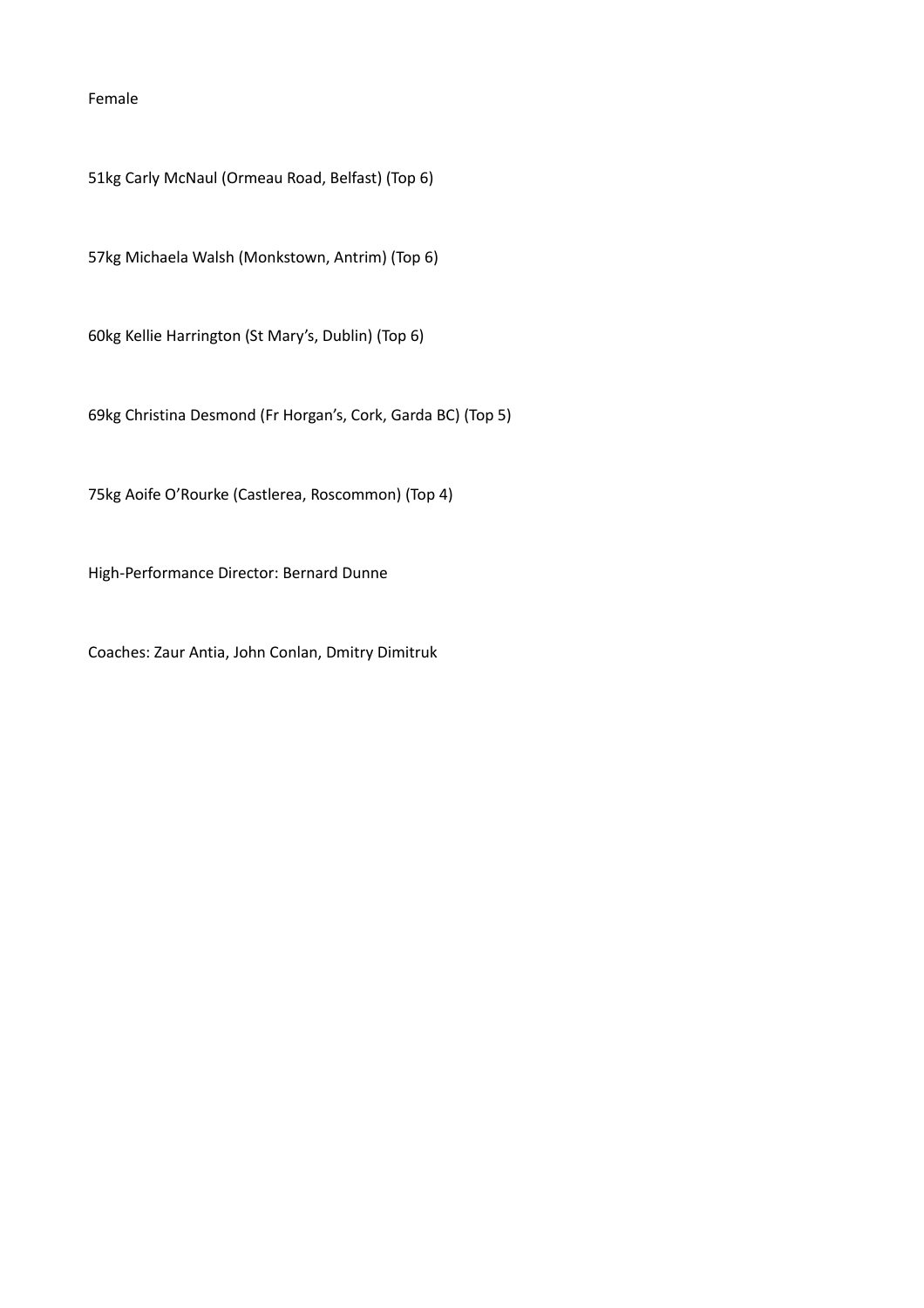Female

51kg Carly McNaul (Ormeau Road, Belfast) (Top 6)

57kg Michaela Walsh (Monkstown, Antrim) (Top 6)

60kg Kellie Harrington (St Mary's, Dublin) (Top 6)

69kg Christina Desmond (Fr Horgan's, Cork, Garda BC) (Top 5)

75kg Aoife O'Rourke (Castlerea, Roscommon) (Top 4)

High-Performance Director: Bernard Dunne

Coaches: Zaur Antia, John Conlan, Dmitry Dimitruk